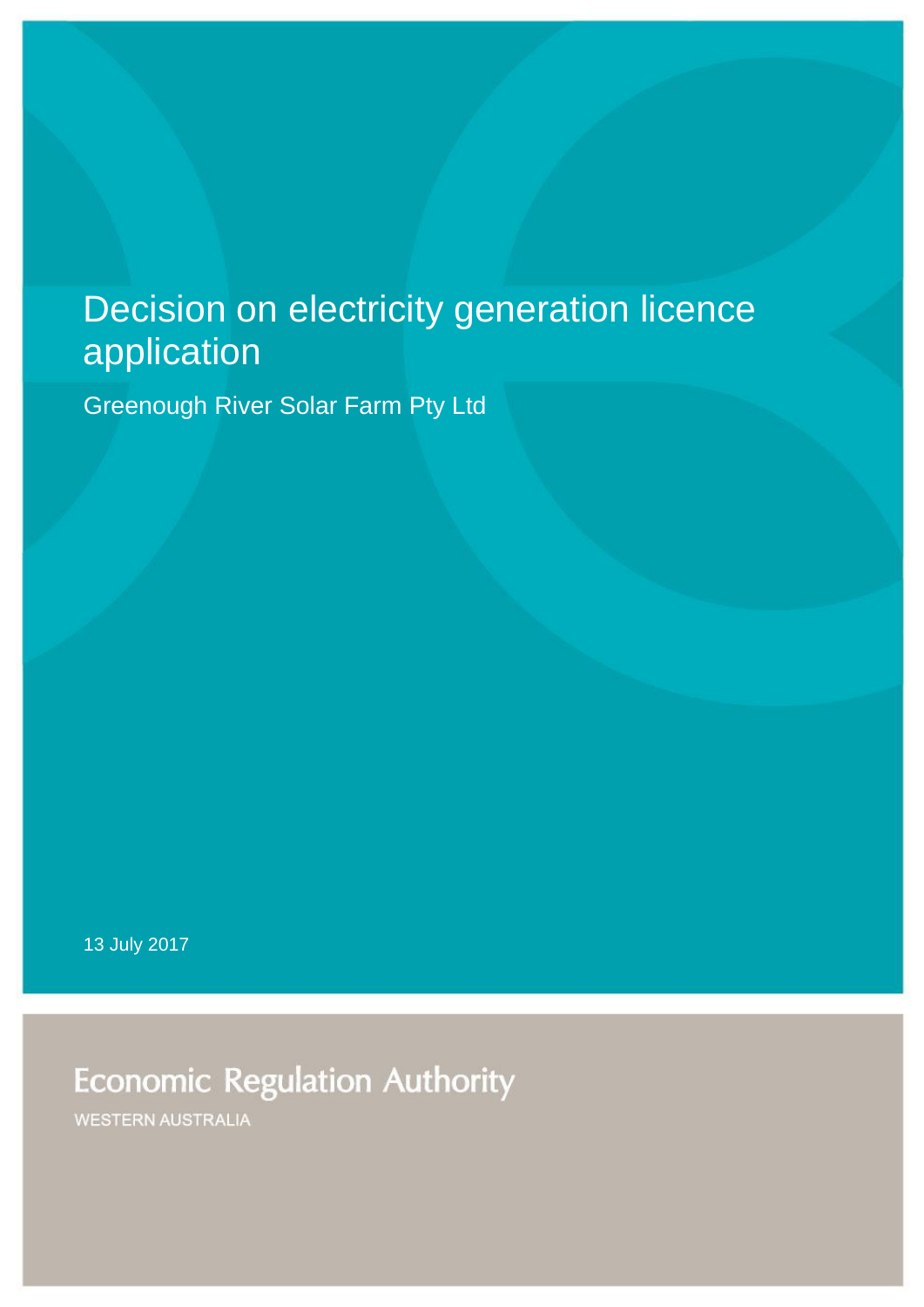# Decision on electricity generation licence application

Greenough River Solar Farm Pty Ltd

13 July 2017

Economic Regulation Authority

WESTERN AUSTRALIA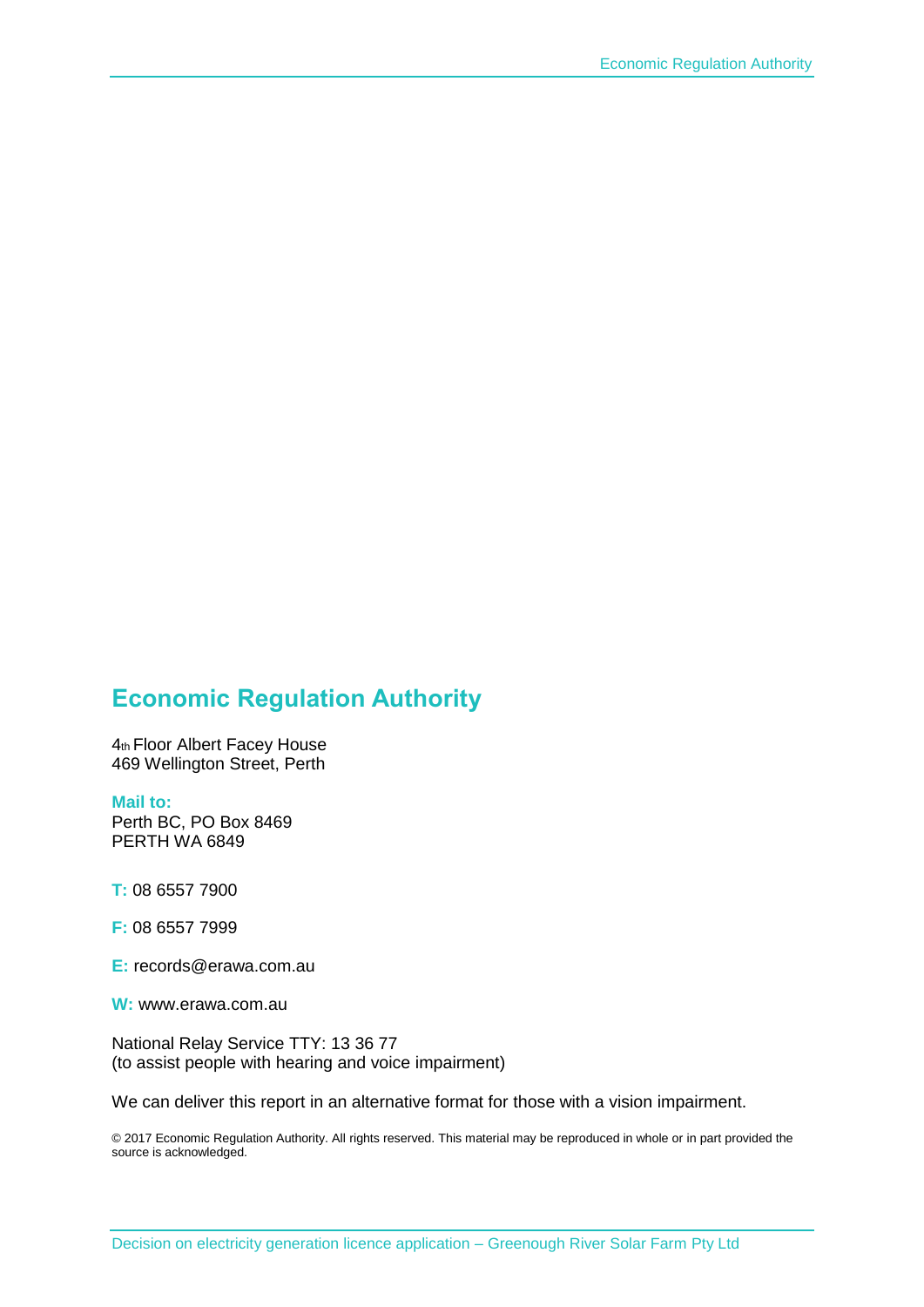## Economic Regulation Authority

4th Floor Albert Facey House
469 Wellington Street, Perth

**Mail to:**
Perth BC, PO Box 8469
PERTH WA 6849

**T:** 08 6557 7900

**F:** 08 6557 7999

**E:** records@erawa.com.au

**W:** www.erawa.com.au

National Relay Service TTY: 13 36 77
(to assist people with hearing and voice impairment)

We can deliver this report in an alternative format for those with a vision impairment.

© 2017 Economic Regulation Authority. All rights reserved. This material may be reproduced in whole or in part provided the source is acknowledged.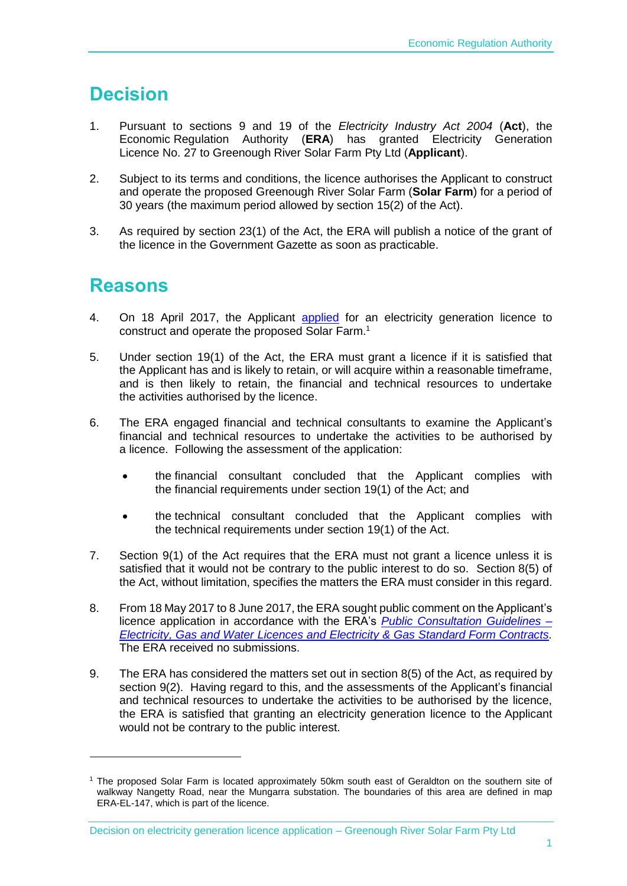# Decision

1. Pursuant to sections 9 and 19 of the *Electricity Industry Act 2004* (**Act**), the Economic Regulation Authority (**ERA**) has granted Electricity Generation Licence No. 27 to Greenough River Solar Farm Pty Ltd (**Applicant**).

2. Subject to its terms and conditions, the licence authorises the Applicant to construct and operate the proposed Greenough River Solar Farm (**Solar Farm**) for a period of 30 years (the maximum period allowed by section 15(2) of the Act).

3. As required by section 23(1) of the Act, the ERA will publish a notice of the grant of the licence in the Government Gazette as soon as practicable.

# Reasons

4. On 18 April 2017, the Applicant applied for an electricity generation licence to construct and operate the proposed Solar Farm.[1]

5. Under section 19(1) of the Act, the ERA must grant a licence if it is satisfied that the Applicant has and is likely to retain, or will acquire within a reasonable timeframe, and is then likely to retain, the financial and technical resources to undertake the activities authorised by the licence.

6. The ERA engaged financial and technical consultants to examine the Applicant's financial and technical resources to undertake the activities to be authorised by a licence. Following the assessment of the application:

   - the financial consultant concluded that the Applicant complies with the financial requirements under section 19(1) of the Act; and

   - the technical consultant concluded that the Applicant complies with the technical requirements under section 19(1) of the Act.

7. Section 9(1) of the Act requires that the ERA must not grant a licence unless it is satisfied that it would not be contrary to the public interest to do so. Section 8(5) of the Act, without limitation, specifies the matters the ERA must consider in this regard.

8. From 18 May 2017 to 8 June 2017, the ERA sought public comment on the Applicant's licence application in accordance with the ERA's *Public Consultation Guidelines – Electricity, Gas and Water Licences and Electricity & Gas Standard Form Contracts*. The ERA received no submissions.

9. The ERA has considered the matters set out in section 8(5) of the Act, as required by section 9(2). Having regard to this, and the assessments of the Applicant's financial and technical resources to undertake the activities to be authorised by the licence, the ERA is satisfied that granting an electricity generation licence to the Applicant would not be contrary to the public interest.

---

[1] The proposed Solar Farm is located approximately 50km south east of Geraldton on the southern site of walkway Nangetty Road, near the Mungarra substation. The boundaries of this area are defined in map ERA-EL-147, which is part of the licence.